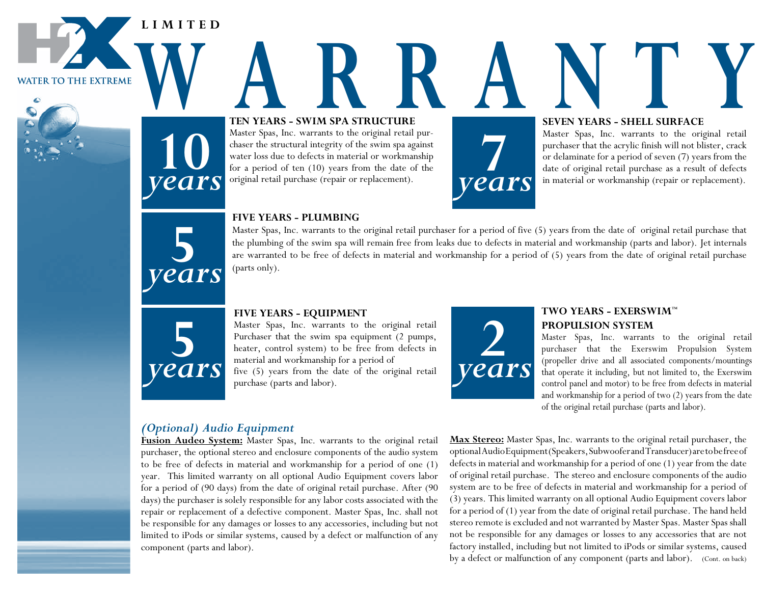H2X

WATER TO THE EXTREME

# LIMITED WARRANTY

**10 years**

### TEN YEARS - SWIM SPA STRUCTURE

Master Spas, Inc. warrants to the original retail purchaser the structural integrity of the swim spa against water loss due to defects in material or workmanship for a period of ten (10) years from the date of the original retail purchase (repair or replacement).

**7 years**

### SEVEN YEARS - SHELL SURFACE

Master Spas, Inc. warrants to the original retail purchaser that the acrylic finish will not blister, crack or delaminate for a period of seven (7) years from the date of original retail purchase as a result of defects in material or workmanship (repair or replacement).

**5 years**

### FIVE YEARS - PLUMBING

Master Spas, Inc. warrants to the original retail purchaser for a period of five (5) years from the date of original retail purchase that the plumbing of the swim spa will remain free from leaks due to defects in material and workmanship (parts and labor). Jet internals are warranted to be free of defects in material and workmanship for a period of (5) years from the date of original retail purchase (parts only).

**5 years**

### FIVE YEARS - EQUIPMENT

Master Spas, Inc. warrants to the original retail Purchaser that the swim spa equipment (2 pumps, heater, control system) to be free from defects in material and workmanship for a period of five (5) years from the date of the original retail purchase (parts and labor).

**2 years**

### TWO YEARS - EXERSWIM™ PROPULSION SYSTEM

Master Spas, Inc. warrants to the original retail purchaser that the Exerswim Propulsion System (propeller drive and all associated components/mountings that operate it including, but not limited to, the Exerswim control panel and motor) to be free from defects in material and workmanship for a period of two (2) years from the date of the original retail purchase (parts and labor).

### *(Optional) Audio Equipment*

**Fusion Audeo System:** Master Spas, Inc. warrants to the original retail purchaser, the optional stereo and enclosure components of the audio system to be free of defects in material and workmanship for a period of one (1) year. This limited warranty on all optional Audio Equipment covers labor for a period of (90 days) from the date of original retail purchase. After (90 days) the purchaser is solely responsible for any labor costs associated with the repair or replacement of a defective component. Master Spas, Inc. shall not be responsible for any damages or losses to any accessories, including but not limited to iPods or similar systems, caused by a defect or malfunction of any component (parts and labor).

**Max Stereo:** Master Spas, Inc. warrants to the original retail purchaser, the optional Audio Equipment (Speakers, Subwoofer and Transducer) are to be free of defects in material and workmanship for a period of one (1) year from the date of original retail purchase. The stereo and enclosure components of the audio system are to be free of defects in material and workmanship for a period of (3) years. This limited warranty on all optional Audio Equipment covers labor for a period of (1) year from the date of original retail purchase. The hand held stereo remote is excluded and not warranted by Master Spas. Master Spas shall not be responsible for any damages or losses to any accessories that are not factory installed, including but not limited to iPods or similar systems, caused by a defect or malfunction of any component (parts and labor). (Cont. on back)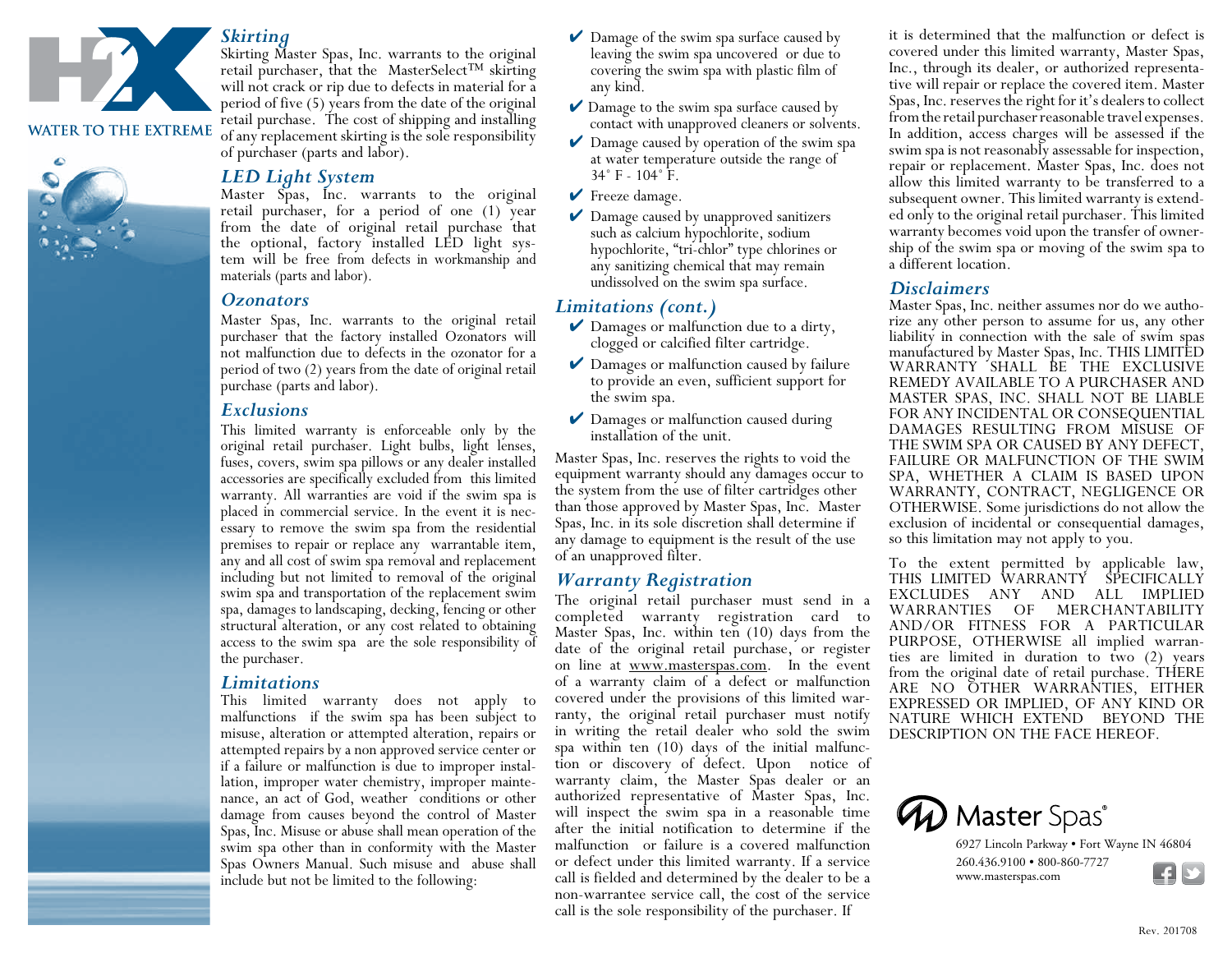WATER TO THE EXTREME

## *Skirting*

Skirting Master Spas, Inc. warrants to the original retail purchaser, that the MasterSelect™ skirting will not crack or rip due to defects in material for a period of five (5) years from the date of the original retail purchase. The cost of shipping and installing of any replacement skirting is the sole responsibility of purchaser (parts and labor).

## *LED Light System*

Master Spas, Inc. warrants to the original retail purchaser, for a period of one (1) year from the date of original retail purchase that the optional, factory installed LED light system will be free from defects in workmanship and materials (parts and labor).

## *Ozonators*

Master Spas, Inc. warrants to the original retail purchaser that the factory installed Ozonators will not malfunction due to defects in the ozonator for a period of two (2) years from the date of original retail purchase (parts and labor).

## *Exclusions*

This limited warranty is enforceable only by the original retail purchaser. Light bulbs, light lenses, fuses, covers, swim spa pillows or any dealer installed accessories are specifically excluded from this limited warranty. All warranties are void if the swim spa is placed in commercial service. In the event it is necessary to remove the swim spa from the residential premises to repair or replace any warrantable item, any and all cost of swim spa removal and replacement including but not limited to removal of the original swim spa and transportation of the replacement swim spa, damages to landscaping, decking, fencing or other structural alteration, or any cost related to obtaining access to the swim spa are the sole responsibility of the purchaser.

## *Limitations*

This limited warranty does not apply to malfunctions if the swim spa has been subject to misuse, alteration or attempted alteration, repairs or attempted repairs by a non approved service center or if a failure or malfunction is due to improper installation, improper water chemistry, improper maintenance, an act of God, weather conditions or other damage from causes beyond the control of Master Spas, Inc. Misuse or abuse shall mean operation of the swim spa other than in conformity with the Master Spas Owners Manual. Such misuse and abuse shall include but not be limited to the following:

- ✔ Damage of the swim spa surface caused by leaving the swim spa uncovered or due to covering the swim spa with plastic film of any kind.
- ✔ Damage to the swim spa surface caused by contact with unapproved cleaners or solvents.
- ✔ Damage caused by operation of the swim spa at water temperature outside the range of 34˚ F - 104˚ F.
- ✔ Freeze damage.
- ✔ Damage caused by unapproved sanitizers such as calcium hypochlorite, sodium hypochlorite, "tri-chlor" type chlorines or any sanitizing chemical that may remain undissolved on the swim spa surface.

## *Limitations (cont.)*

- ✔ Damages or malfunction due to a dirty, clogged or calcified filter cartridge.
- ✔ Damages or malfunction caused by failure to provide an even, sufficient support for the swim spa.
- ✔ Damages or malfunction caused during installation of the unit.

Master Spas, Inc. reserves the rights to void the equipment warranty should any damages occur to the system from the use of filter cartridges other than those approved by Master Spas, Inc. Master Spas, Inc. in its sole discretion shall determine if any damage to equipment is the result of the use of an unapproved filter.

## *Warranty Registration*

The original retail purchaser must send in a completed warranty registration card to Master Spas, Inc. within ten (10) days from the date of the original retail purchase, or register on line at www.masterspas.com. In the event of a warranty claim of a defect or malfunction covered under the provisions of this limited warranty, the original retail purchaser must notify in writing the retail dealer who sold the swim spa within ten (10) days of the initial malfunction or discovery of defect. Upon notice of warranty claim, the Master Spas dealer or an authorized representative of Master Spas, Inc. will inspect the swim spa in a reasonable time after the initial notification to determine if the malfunction or failure is a covered malfunction or defect under this limited warranty. If a service call is fielded and determined by the dealer to be a non-warrantee service call, the cost of the service call is the sole responsibility of the purchaser. If it is determined that the malfunction or defect is covered under this limited warranty, Master Spas, Inc., through its dealer, or authorized representative will repair or replace the covered item. Master Spas, Inc. reserves the right for it's dealers to collect from the retail purchaser reasonable travel expenses. In addition, access charges will be assessed if the swim spa is not reasonably assessable for inspection, repair or replacement. Master Spas, Inc. does not allow this limited warranty to be transferred to a subsequent owner. This limited warranty is extended only to the original retail purchaser. This limited warranty becomes void upon the transfer of ownership of the swim spa or moving of the swim spa to a different location.

## *Disclaimers*

Master Spas, Inc. neither assumes nor do we authorize any other person to assume for us, any other liability in connection with the sale of swim spas manufactured by Master Spas, Inc. THIS LIMITED WARRANTY SHALL BE THE EXCLUSIVE REMEDY AVAILABLE TO A PURCHASER AND MASTER SPAS, INC. SHALL NOT BE LIABLE FOR ANY INCIDENTAL OR CONSEQUENTIAL DAMAGES RESULTING FROM MISUSE OF THE SWIM SPA OR CAUSED BY ANY DEFECT, FAILURE OR MALFUNCTION OF THE SWIM SPA, WHETHER A CLAIM IS BASED UPON WARRANTY, CONTRACT, NEGLIGENCE OR OTHERWISE. Some jurisdictions do not allow the exclusion of incidental or consequential damages, so this limitation may not apply to you.

To the extent permitted by applicable law, THIS LIMITED WARRANTY SPECIFICALLY EXCLUDES ANY AND ALL IMPLIED WARRANTIES OF MERCHANTABILITY AND/OR FITNESS FOR A PARTICULAR PURPOSE, OTHERWISE all implied warranties are limited in duration to two (2) years from the original date of retail purchase. THERE ARE NO OTHER WARRANTIES, EITHER EXPRESSED OR IMPLIED, OF ANY KIND OR NATURE WHICH EXTEND BEYOND THE DESCRIPTION ON THE FACE HEREOF.

Master Spas®

6927 Lincoln Parkway • Fort Wayne IN 46804
260.436.9100 • 800-860-7727
www.masterspas.com

Rev. 201708